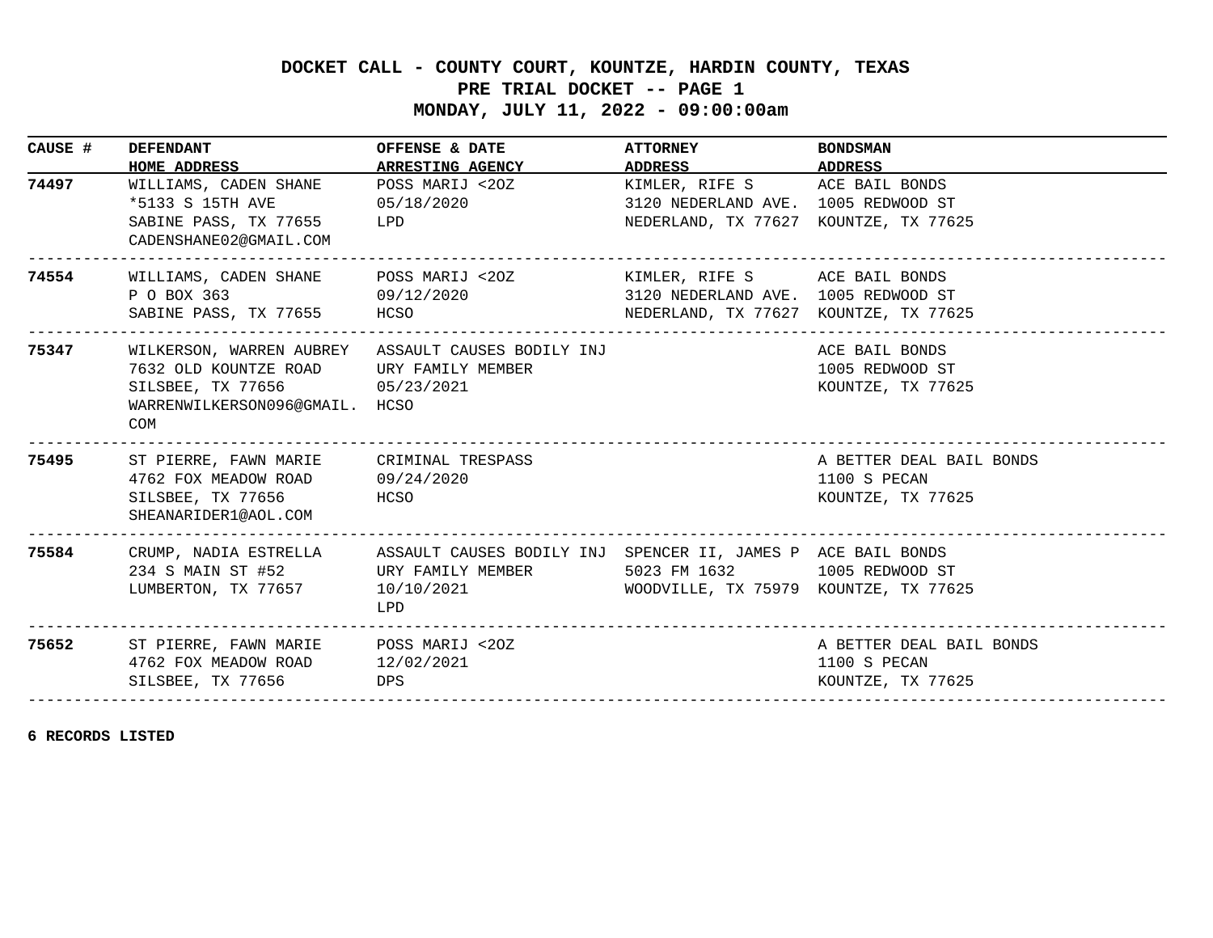# DOCKET CALL - COUNTY COURT, KOUNTZE, HARDIN COUNTY, TEXAS

## PRE TRIAL DOCKET -- PAGE 1

## MONDAY, JULY 11, 2022 - 09:00:00am

| CAUSE # | DEFENDANT<br>HOME ADDRESS | OFFENSE & DATE<br>ARRESTING AGENCY | ATTORNEY<br>ADDRESS | BONDSMAN<br>ADDRESS |
|---|---|---|---|---|
| **74497** | WILLIAMS, CADEN SHANE<br>*5133 S 15TH AVE<br>SABINE PASS, TX 77655<br>CADENSHANE02@GMAIL.COM | POSS MARIJ <2OZ<br>05/18/2020<br>LPD | KIMLER, RIFE S<br>3120 NEDERLAND AVE.<br>NEDERLAND, TX 77627 | ACE BAIL BONDS<br>1005 REDWOOD ST<br>KOUNTZE, TX 77625 |
| **74554** | WILLIAMS, CADEN SHANE<br>P O BOX 363<br>SABINE PASS, TX 77655 | POSS MARIJ <2OZ<br>09/12/2020<br>HCSO | KIMLER, RIFE S<br>3120 NEDERLAND AVE.<br>NEDERLAND, TX 77627 | ACE BAIL BONDS<br>1005 REDWOOD ST<br>KOUNTZE, TX 77625 |
| **75347** | WILKERSON, WARREN AUBREY<br>7632 OLD KOUNTZE ROAD<br>SILSBEE, TX 77656<br>WARRENWILKERSON096@GMAIL.COM | ASSAULT CAUSES BODILY INJURY FAMILY MEMBER<br>05/23/2021<br>HCSO | | ACE BAIL BONDS<br>1005 REDWOOD ST<br>KOUNTZE, TX 77625 |
| **75495** | ST PIERRE, FAWN MARIE<br>4762 FOX MEADOW ROAD<br>SILSBEE, TX 77656<br>SHEANARIDER1@AOL.COM | CRIMINAL TRESPASS<br>09/24/2020<br>HCSO | | A BETTER DEAL BAIL BONDS<br>1100 S PECAN<br>KOUNTZE, TX 77625 |
| **75584** | CRUMP, NADIA ESTRELLA<br>234 S MAIN ST #52<br>LUMBERTON, TX 77657 | ASSAULT CAUSES BODILY INJURY FAMILY MEMBER<br>10/10/2021<br>LPD | SPENCER II, JAMES P<br>5023 FM 1632<br>WOODVILLE, TX 75979 | ACE BAIL BONDS<br>1005 REDWOOD ST<br>KOUNTZE, TX 77625 |
| **75652** | ST PIERRE, FAWN MARIE<br>4762 FOX MEADOW ROAD<br>SILSBEE, TX 77656 | POSS MARIJ <2OZ<br>12/02/2021<br>DPS | | A BETTER DEAL BAIL BONDS<br>1100 S PECAN<br>KOUNTZE, TX 77625 |

**6 RECORDS LISTED**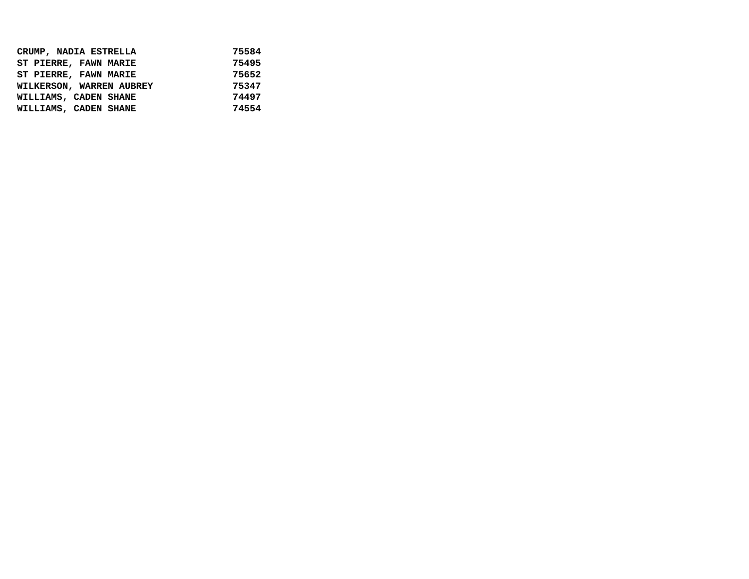| | |
|---|---|
| CRUMP, NADIA ESTRELLA | 75584 |
| ST PIERRE, FAWN MARIE | 75495 |
| ST PIERRE, FAWN MARIE | 75652 |
| WILKERSON, WARREN AUBREY | 75347 |
| WILLIAMS, CADEN SHANE | 74497 |
| WILLIAMS, CADEN SHANE | 74554 |